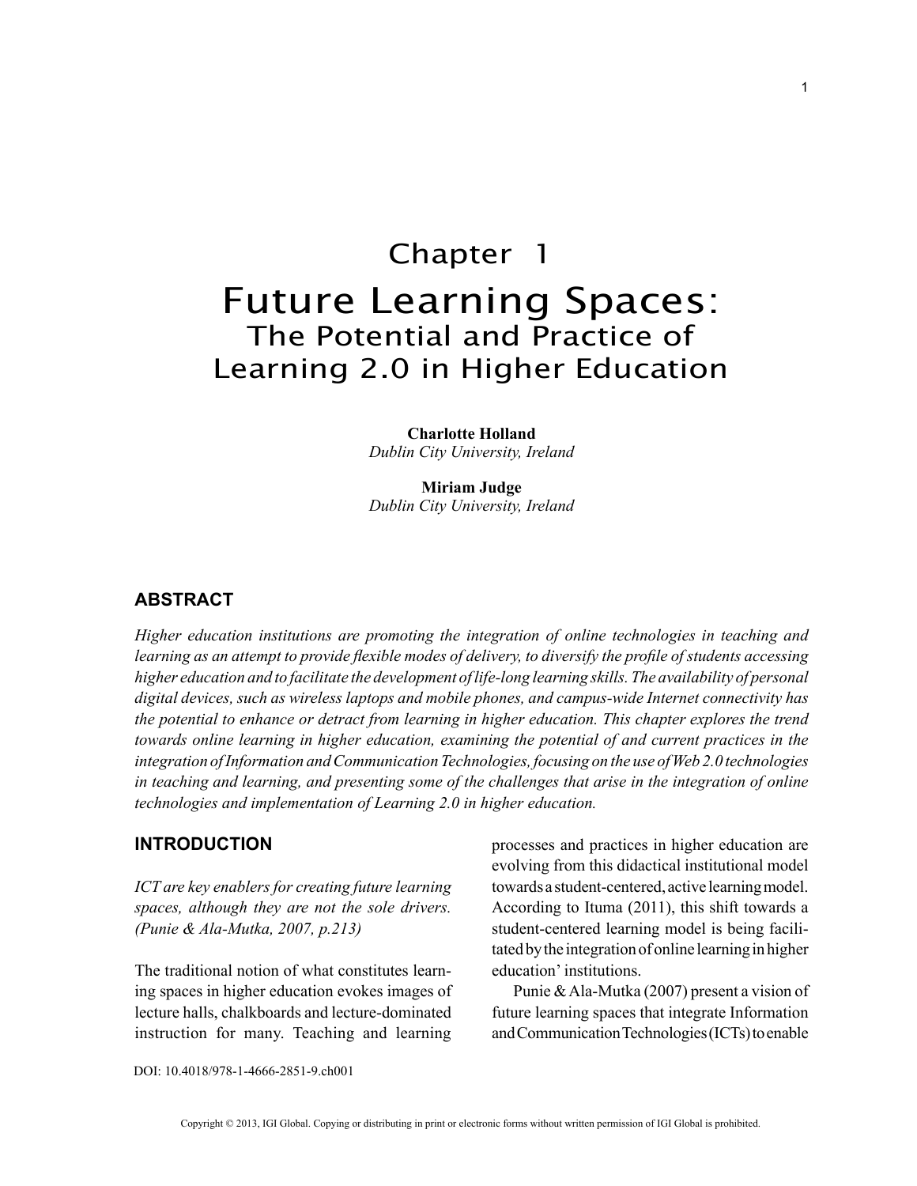# Chapter 1

# Future Learning Spaces:
## The Potential and Practice of Learning 2.0 in Higher Education

**Charlotte Holland**
*Dublin City University, Ireland*

**Miriam Judge**
*Dublin City University, Ireland*

## ABSTRACT

*Higher education institutions are promoting the integration of online technologies in teaching and learning as an attempt to provide flexible modes of delivery, to diversify the profile of students accessing higher education and to facilitate the development of life-long learning skills. The availability of personal digital devices, such as wireless laptops and mobile phones, and campus-wide Internet connectivity has the potential to enhance or detract from learning in higher education. This chapter explores the trend towards online learning in higher education, examining the potential of and current practices in the integration of Information and Communication Technologies, focusing on the use of Web 2.0 technologies in teaching and learning, and presenting some of the challenges that arise in the integration of online technologies and implementation of Learning 2.0 in higher education.*

## INTRODUCTION

*ICT are key enablers for creating future learning spaces, although they are not the sole drivers. (Punie & Ala-Mutka, 2007, p.213)*

The traditional notion of what constitutes learning spaces in higher education evokes images of lecture halls, chalkboards and lecture-dominated instruction for many. Teaching and learning processes and practices in higher education are evolving from this didactical institutional model towards a student-centered, active learning model. According to Ituma (2011), this shift towards a student-centered learning model is being facilitated by the integration of online learning in higher education' institutions.

Punie & Ala-Mutka (2007) present a vision of future learning spaces that integrate Information and Communication Technologies (ICTs) to enable

DOI: 10.4018/978-1-4666-2851-9.ch001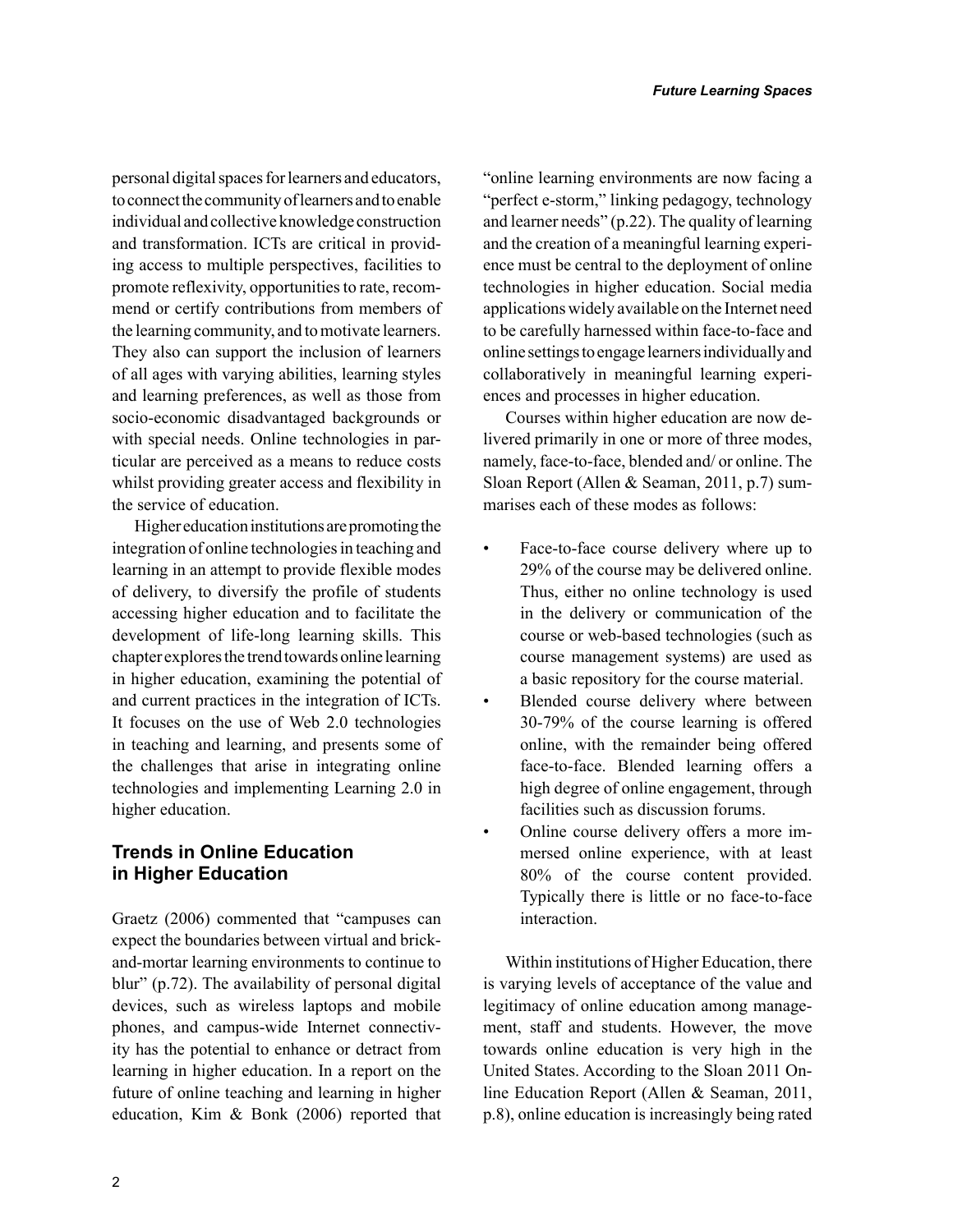personal digital spaces for learners and educators, to connect the community of learners and to enable individual and collective knowledge construction and transformation. ICTs are critical in providing access to multiple perspectives, facilities to promote reflexivity, opportunities to rate, recommend or certify contributions from members of the learning community, and to motivate learners. They also can support the inclusion of learners of all ages with varying abilities, learning styles and learning preferences, as well as those from socio-economic disadvantaged backgrounds or with special needs. Online technologies in particular are perceived as a means to reduce costs whilst providing greater access and flexibility in the service of education.

Higher education institutions are promoting the integration of online technologies in teaching and learning in an attempt to provide flexible modes of delivery, to diversify the profile of students accessing higher education and to facilitate the development of life-long learning skills. This chapter explores the trend towards online learning in higher education, examining the potential of and current practices in the integration of ICTs. It focuses on the use of Web 2.0 technologies in teaching and learning, and presents some of the challenges that arise in integrating online technologies and implementing Learning 2.0 in higher education.

## Trends in Online Education in Higher Education

Graetz (2006) commented that "campuses can expect the boundaries between virtual and brick-and-mortar learning environments to continue to blur" (p.72). The availability of personal digital devices, such as wireless laptops and mobile phones, and campus-wide Internet connectivity has the potential to enhance or detract from learning in higher education. In a report on the future of online teaching and learning in higher education, Kim & Bonk (2006) reported that "online learning environments are now facing a "perfect e-storm," linking pedagogy, technology and learner needs" (p.22). The quality of learning and the creation of a meaningful learning experience must be central to the deployment of online technologies in higher education. Social media applications widely available on the Internet need to be carefully harnessed within face-to-face and online settings to engage learners individually and collaboratively in meaningful learning experiences and processes in higher education.

Courses within higher education are now delivered primarily in one or more of three modes, namely, face-to-face, blended and/ or online. The Sloan Report (Allen & Seaman, 2011, p.7) summarises each of these modes as follows:

- Face-to-face course delivery where up to 29% of the course may be delivered online. Thus, either no online technology is used in the delivery or communication of the course or web-based technologies (such as course management systems) are used as a basic repository for the course material.
- Blended course delivery where between 30-79% of the course learning is offered online, with the remainder being offered face-to-face. Blended learning offers a high degree of online engagement, through facilities such as discussion forums.
- Online course delivery offers a more immersed online experience, with at least 80% of the course content provided. Typically there is little or no face-to-face interaction.

Within institutions of Higher Education, there is varying levels of acceptance of the value and legitimacy of online education among management, staff and students. However, the move towards online education is very high in the United States. According to the Sloan 2011 Online Education Report (Allen & Seaman, 2011, p.8), online education is increasingly being rated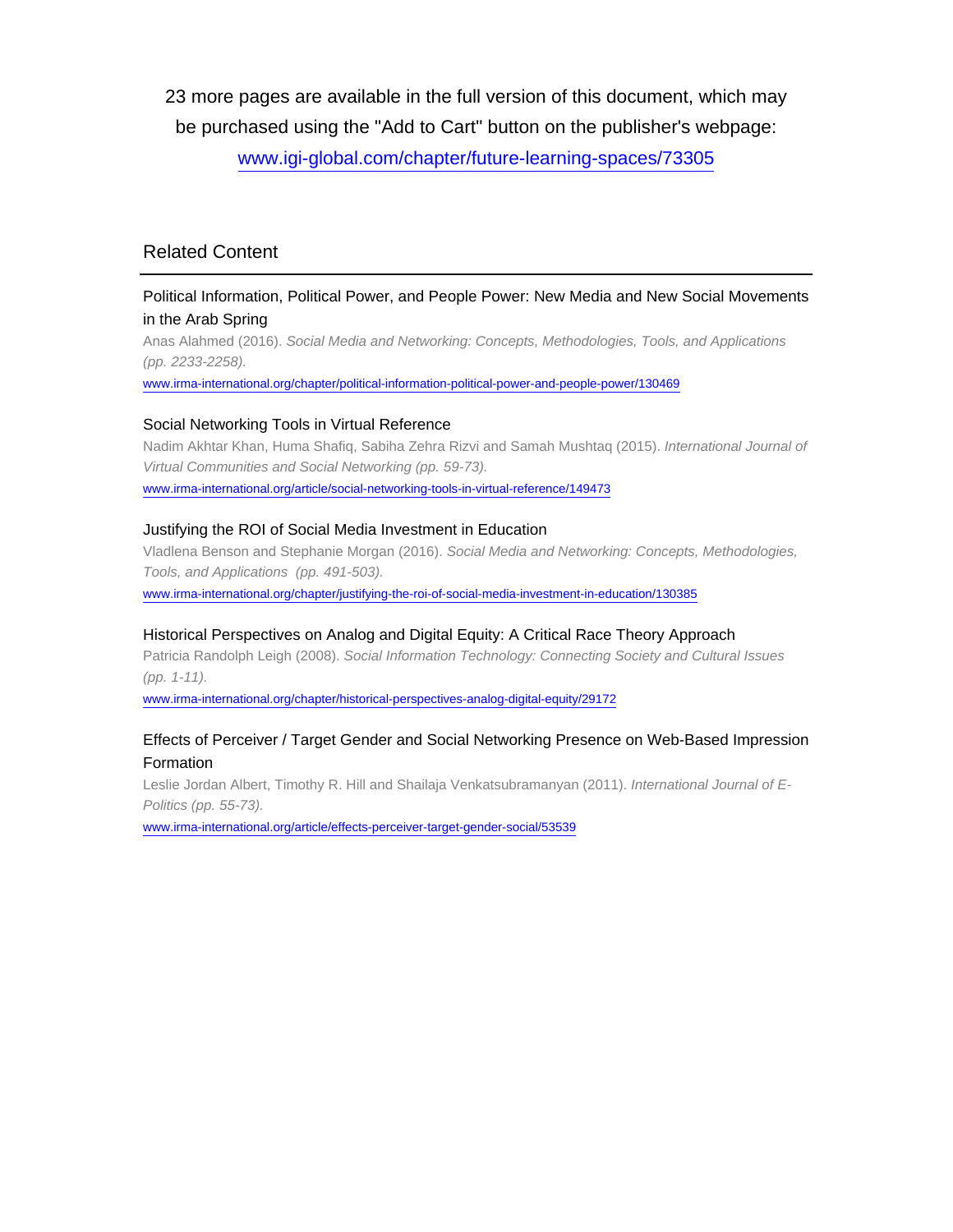23 more pages are available in the full version of this document, which may be purchased using the "Add to Cart" button on the publisher's webpage: www.igi-global.com/chapter/future-learning-spaces/73305

## Related Content

Political Information, Political Power, and People Power: New Media and New Social Movements in the Arab Spring
Anas Alahmed (2016). *Social Media and Networking: Concepts, Methodologies, Tools, and Applications (pp. 2233-2258).*
www.irma-international.org/chapter/political-information-political-power-and-people-power/130469

Social Networking Tools in Virtual Reference
Nadim Akhtar Khan, Huma Shafiq, Sabiha Zehra Rizvi and Samah Mushtaq (2015). *International Journal of Virtual Communities and Social Networking (pp. 59-73).*
www.irma-international.org/article/social-networking-tools-in-virtual-reference/149473

Justifying the ROI of Social Media Investment in Education
Vladlena Benson and Stephanie Morgan (2016). *Social Media and Networking: Concepts, Methodologies, Tools, and Applications (pp. 491-503).*
www.irma-international.org/chapter/justifying-the-roi-of-social-media-investment-in-education/130385

Historical Perspectives on Analog and Digital Equity: A Critical Race Theory Approach
Patricia Randolph Leigh (2008). *Social Information Technology: Connecting Society and Cultural Issues (pp. 1-11).*
www.irma-international.org/chapter/historical-perspectives-analog-digital-equity/29172

Effects of Perceiver / Target Gender and Social Networking Presence on Web-Based Impression Formation
Leslie Jordan Albert, Timothy R. Hill and Shailaja Venkatsubramanyan (2011). *International Journal of E-Politics (pp. 55-73).*
www.irma-international.org/article/effects-perceiver-target-gender-social/53539